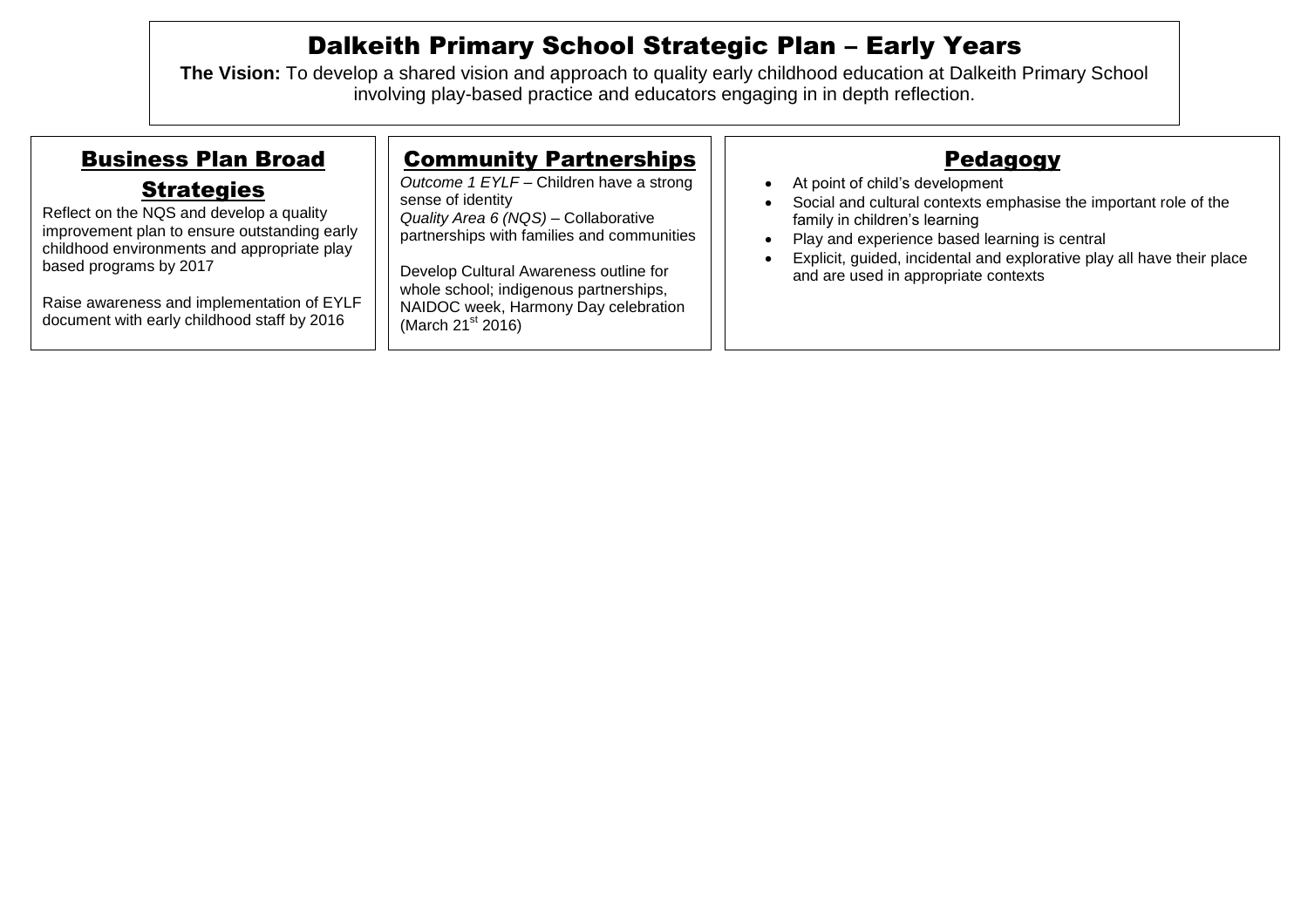# Dalkeith Primary School Strategic Plan – Early Years

**The Vision:** To develop a shared vision and approach to quality early childhood education at Dalkeith Primary School involving play-based practice and educators engaging in in depth reflection.

## Business Plan Broad Strategies

Reflect on the NQS and develop a quality improvement plan to ensure outstanding early childhood environments and appropriate play based programs by 2017

Raise awareness and implementation of EYLF document with early childhood staff by 2016

## Community Partnerships

*Outcome 1 EYLF* – Children have a strong sense of identity
*Quality Area 6 (NQS)* – Collaborative partnerships with families and communities

Develop Cultural Awareness outline for whole school; indigenous partnerships, NAIDOC week, Harmony Day celebration (March 21st 2016)

## Pedagogy

- At point of child's development
- Social and cultural contexts emphasise the important role of the family in children's learning
- Play and experience based learning is central
- Explicit, guided, incidental and explorative play all have their place and are used in appropriate contexts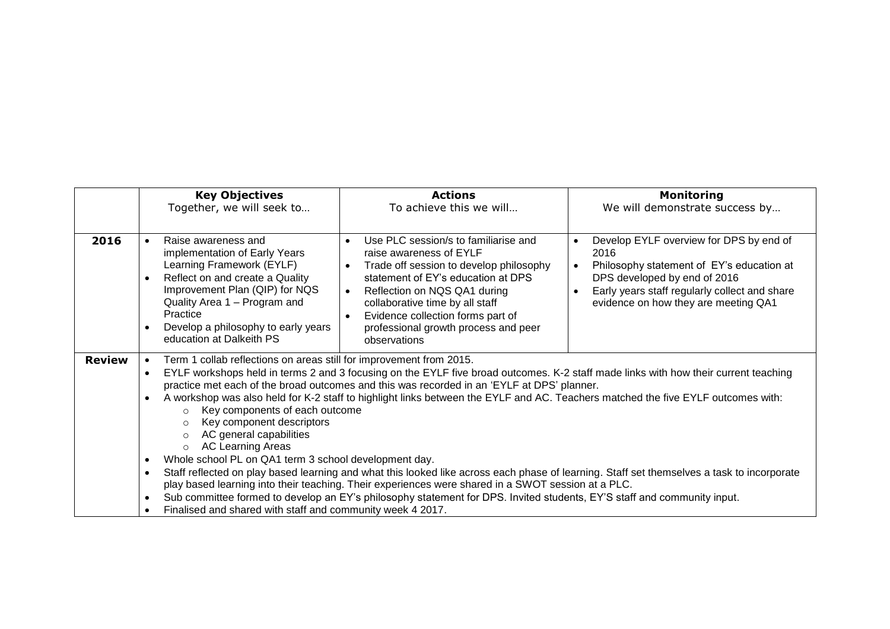| | **Key Objectives**<br>Together, we will seek to… | **Actions**<br>To achieve this we will… | **Monitoring**<br>We will demonstrate success by… |
|---|---|---|---|
| **2016** | • Raise awareness and implementation of Early Years Learning Framework (EYLF)<br>• Reflect on and create a Quality Improvement Plan (QIP) for NQS Quality Area 1 – Program and Practice<br>• Develop a philosophy to early years education at Dalkeith PS | • Use PLC session/s to familiarise and raise awareness of EYLF<br>• Trade off session to develop philosophy statement of EY's education at DPS<br>• Reflection on NQS QA1 during collaborative time by all staff<br>• Evidence collection forms part of professional growth process and peer observations | • Develop EYLF overview for DPS by end of 2016<br>• Philosophy statement of EY's education at DPS developed by end of 2016<br>• Early years staff regularly collect and share evidence on how they are meeting QA1 |
| **Review** | • Term 1 collab reflections on areas still for improvement from 2015.<br>• EYLF workshops held in terms 2 and 3 focusing on the EYLF five broad outcomes. K-2 staff made links with how their current teaching practice met each of the broad outcomes and this was recorded in an 'EYLF at DPS' planner.<br>• A workshop was also held for K-2 staff to highlight links between the EYLF and AC. Teachers matched the five EYLF outcomes with:<br>&nbsp;&nbsp;&nbsp;&nbsp;○ Key components of each outcome<br>&nbsp;&nbsp;&nbsp;&nbsp;○ Key component descriptors<br>&nbsp;&nbsp;&nbsp;&nbsp;○ AC general capabilities<br>&nbsp;&nbsp;&nbsp;&nbsp;○ AC Learning Areas<br>• Whole school PL on QA1 term 3 school development day.<br>• Staff reflected on play based learning and what this looked like across each phase of learning. Staff set themselves a task to incorporate play based learning into their teaching. Their experiences were shared in a SWOT session at a PLC.<br>• Sub committee formed to develop an EY's philosophy statement for DPS. Invited students, EY'S staff and community input.<br>• Finalised and shared with staff and community week 4 2017. | | |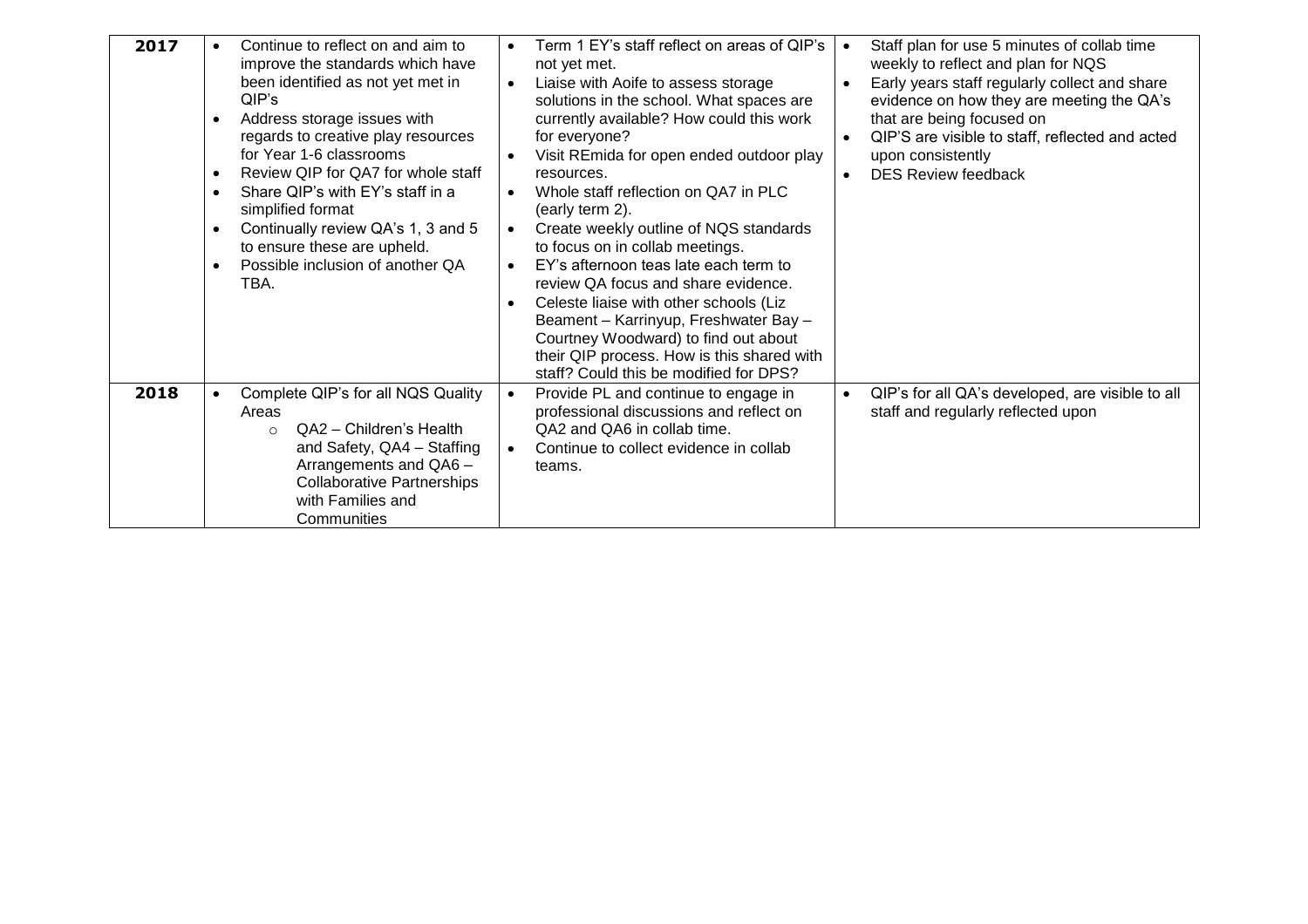| | | | |
|---|---|---|---|
| **2017** | • Continue to reflect on and aim to improve the standards which have been identified as not yet met in QIP's<br>• Address storage issues with regards to creative play resources for Year 1-6 classrooms<br>• Review QIP for QA7 for whole staff<br>• Share QIP's with EY's staff in a simplified format<br>• Continually review QA's 1, 3 and 5 to ensure these are upheld.<br>• Possible inclusion of another QA TBA. | • Term 1 EY's staff reflect on areas of QIP's not yet met.<br>• Liaise with Aoife to assess storage solutions in the school. What spaces are currently available? How could this work for everyone?<br>• Visit REmida for open ended outdoor play resources.<br>• Whole staff reflection on QA7 in PLC (early term 2).<br>• Create weekly outline of NQS standards to focus on in collab meetings.<br>• EY's afternoon teas late each term to review QA focus and share evidence.<br>• Celeste liaise with other schools (Liz Beament – Karrinyup, Freshwater Bay – Courtney Woodward) to find out about their QIP process. How is this shared with staff? Could this be modified for DPS? | • Staff plan for use 5 minutes of collab time weekly to reflect and plan for NQS<br>• Early years staff regularly collect and share evidence on how they are meeting the QA's that are being focused on<br>• QIP'S are visible to staff, reflected and acted upon consistently<br>• DES Review feedback |
| **2018** | • Complete QIP's for all NQS Quality Areas<br>  ○ QA2 – Children's Health and Safety, QA4 – Staffing Arrangements and QA6 – Collaborative Partnerships with Families and Communities | • Provide PL and continue to engage in professional discussions and reflect on QA2 and QA6 in collab time.<br>• Continue to collect evidence in collab teams. | • QIP's for all QA's developed, are visible to all staff and regularly reflected upon |